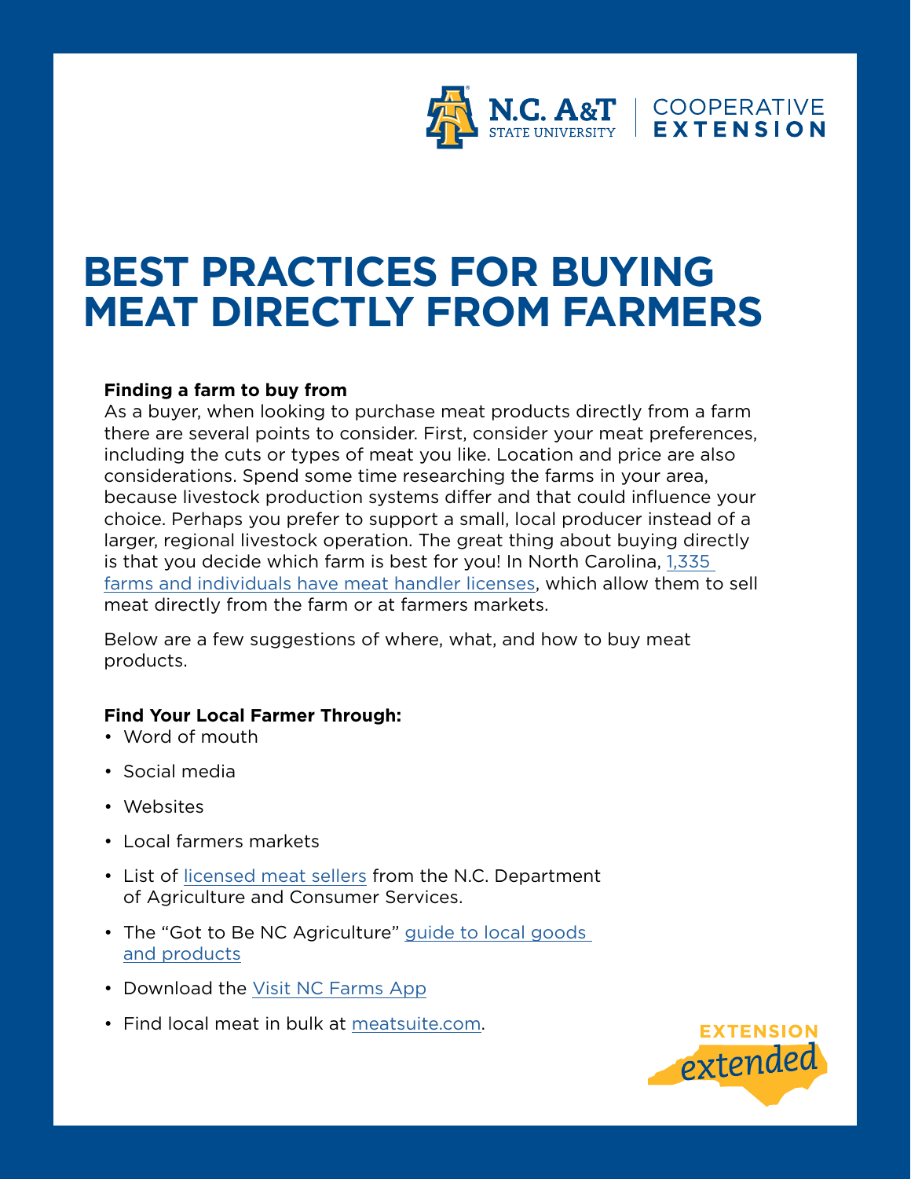# BEST PRACTICES FOR BUYING MEAT DIRECTLY FROM FARMERS

**Finding a farm to buy from**

As a buyer, when looking to purchase meat products directly from a farm there are several points to consider. First, consider your meat preferences, including the cuts or types of meat you like. Location and price are also considerations. Spend some time researching the farms in your area, because livestock production systems differ and that could influence your choice. Perhaps you prefer to support a small, local producer instead of a larger, regional livestock operation. The great thing about buying directly is that you decide which farm is best for you! In North Carolina, 1,335 farms and individuals have meat handler licenses, which allow them to sell meat directly from the farm or at farmers markets.

Below are a few suggestions of where, what, and how to buy meat products.

**Find Your Local Farmer Through:**

- Word of mouth
- Social media
- Websites
- Local farmers markets
- List of licensed meat sellers from the N.C. Department of Agriculture and Consumer Services.
- The "Got to Be NC Agriculture" guide to local goods and products
- Download the Visit NC Farms App
- Find local meat in bulk at meatsuite.com.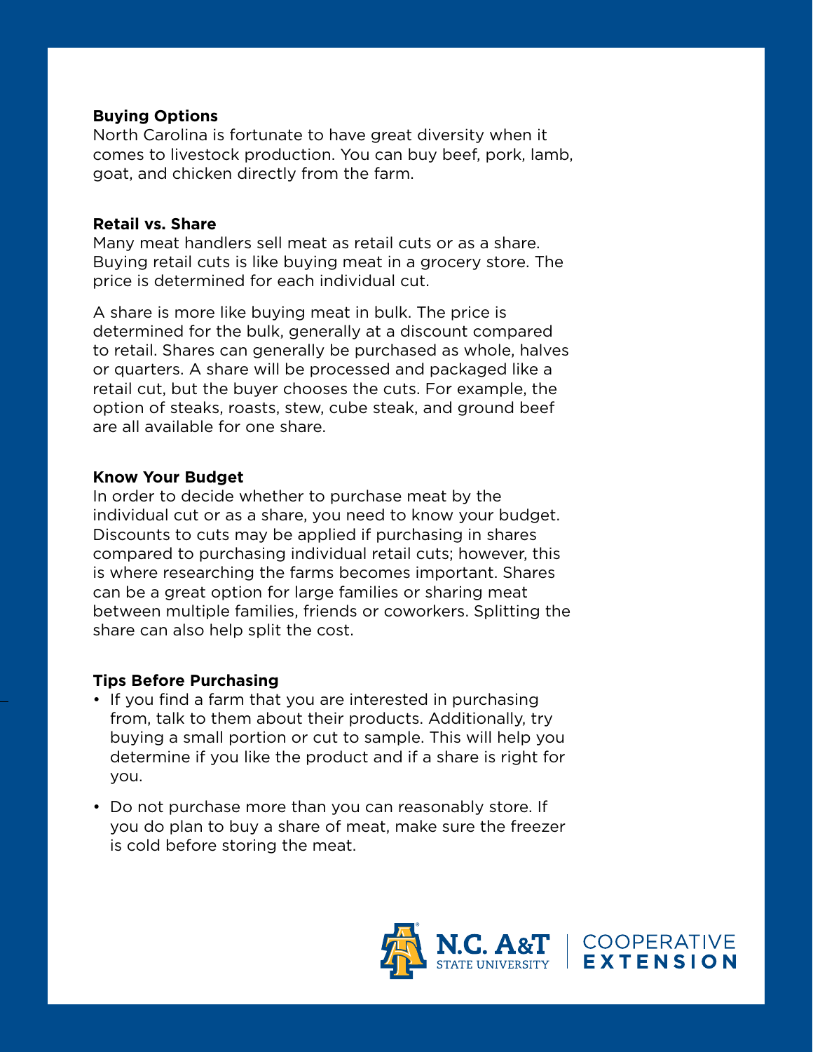## Buying Options

North Carolina is fortunate to have great diversity when it comes to livestock production. You can buy beef, pork, lamb, goat, and chicken directly from the farm.

## Retail vs. Share

Many meat handlers sell meat as retail cuts or as a share. Buying retail cuts is like buying meat in a grocery store. The price is determined for each individual cut.

A share is more like buying meat in bulk. The price is determined for the bulk, generally at a discount compared to retail. Shares can generally be purchased as whole, halves or quarters. A share will be processed and packaged like a retail cut, but the buyer chooses the cuts. For example, the option of steaks, roasts, stew, cube steak, and ground beef are all available for one share.

## Know Your Budget

In order to decide whether to purchase meat by the individual cut or as a share, you need to know your budget. Discounts to cuts may be applied if purchasing in shares compared to purchasing individual retail cuts; however, this is where researching the farms becomes important. Shares can be a great option for large families or sharing meat between multiple families, friends or coworkers. Splitting the share can also help split the cost.

## Tips Before Purchasing

- If you find a farm that you are interested in purchasing from, talk to them about their products. Additionally, try buying a small portion or cut to sample. This will help you determine if you like the product and if a share is right for you.
- Do not purchase more than you can reasonably store. If you do plan to buy a share of meat, make sure the freezer is cold before storing the meat.

N.C. A&T STATE UNIVERSITY | COOPERATIVE EXTENSION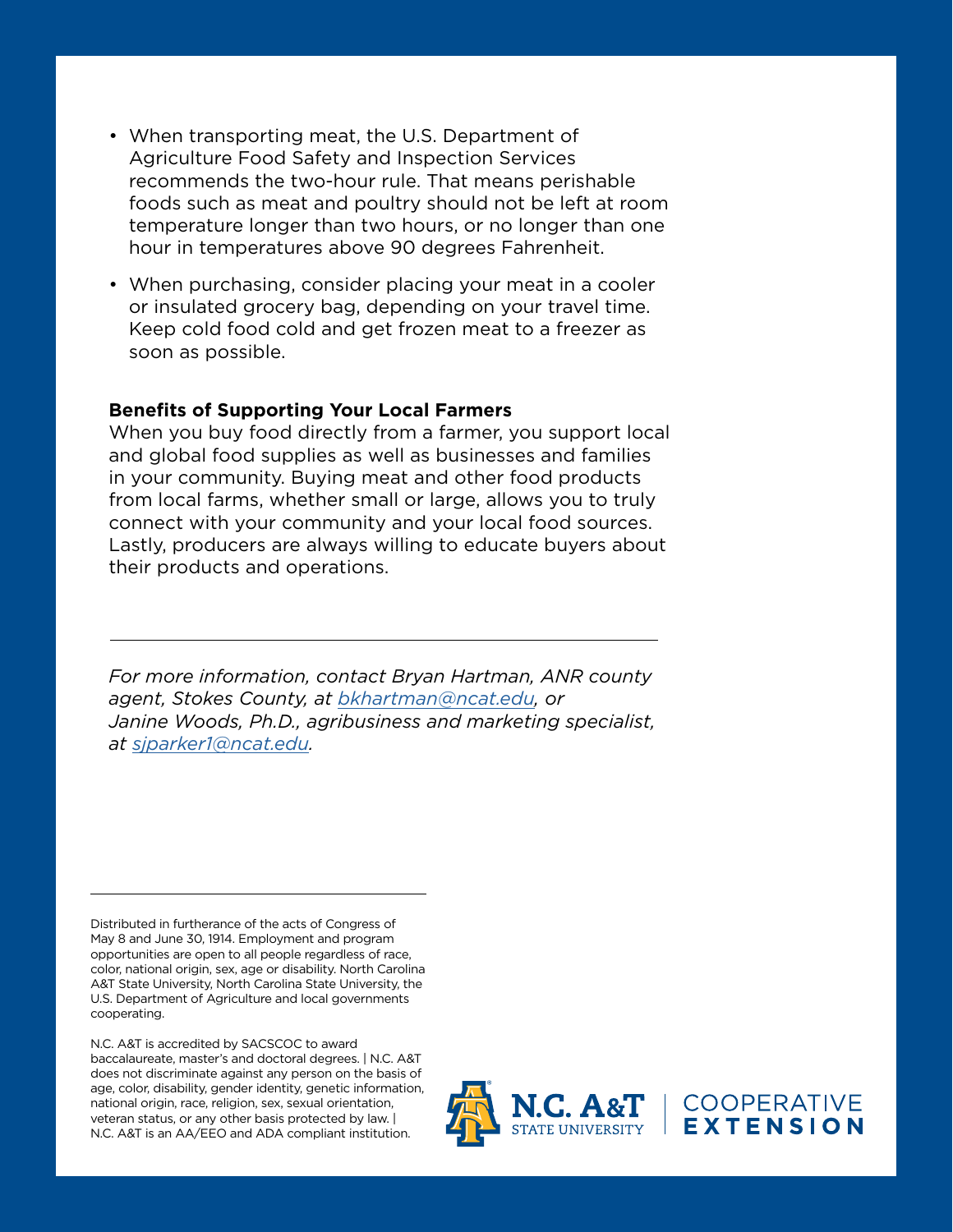- When transporting meat, the U.S. Department of Agriculture Food Safety and Inspection Services recommends the two-hour rule. That means perishable foods such as meat and poultry should not be left at room temperature longer than two hours, or no longer than one hour in temperatures above 90 degrees Fahrenheit.
- When purchasing, consider placing your meat in a cooler or insulated grocery bag, depending on your travel time. Keep cold food cold and get frozen meat to a freezer as soon as possible.

**Benefits of Supporting Your Local Farmers**

When you buy food directly from a farmer, you support local and global food supplies as well as businesses and families in your community. Buying meat and other food products from local farms, whether small or large, allows you to truly connect with your community and your local food sources. Lastly, producers are always willing to educate buyers about their products and operations.

---

*For more information, contact Bryan Hartman, ANR county agent, Stokes County, at [bkhartman@ncat.edu](mailto:bkhartman@ncat.edu), or Janine Woods, Ph.D., agribusiness and marketing specialist, at [sjparker1@ncat.edu](mailto:sjparker1@ncat.edu).*

---

Distributed in furtherance of the acts of Congress of May 8 and June 30, 1914. Employment and program opportunities are open to all people regardless of race, color, national origin, sex, age or disability. North Carolina A&T State University, North Carolina State University, the U.S. Department of Agriculture and local governments cooperating.

N.C. A&T is accredited by SACSCOC to award baccalaureate, master's and doctoral degrees. | N.C. A&T does not discriminate against any person on the basis of age, color, disability, gender identity, genetic information, national origin, race, religion, sex, sexual orientation, veteran status, or any other basis protected by law. | N.C. A&T is an AA/EEO and ADA compliant institution.

N.C. A&T STATE UNIVERSITY | COOPERATIVE EXTENSION